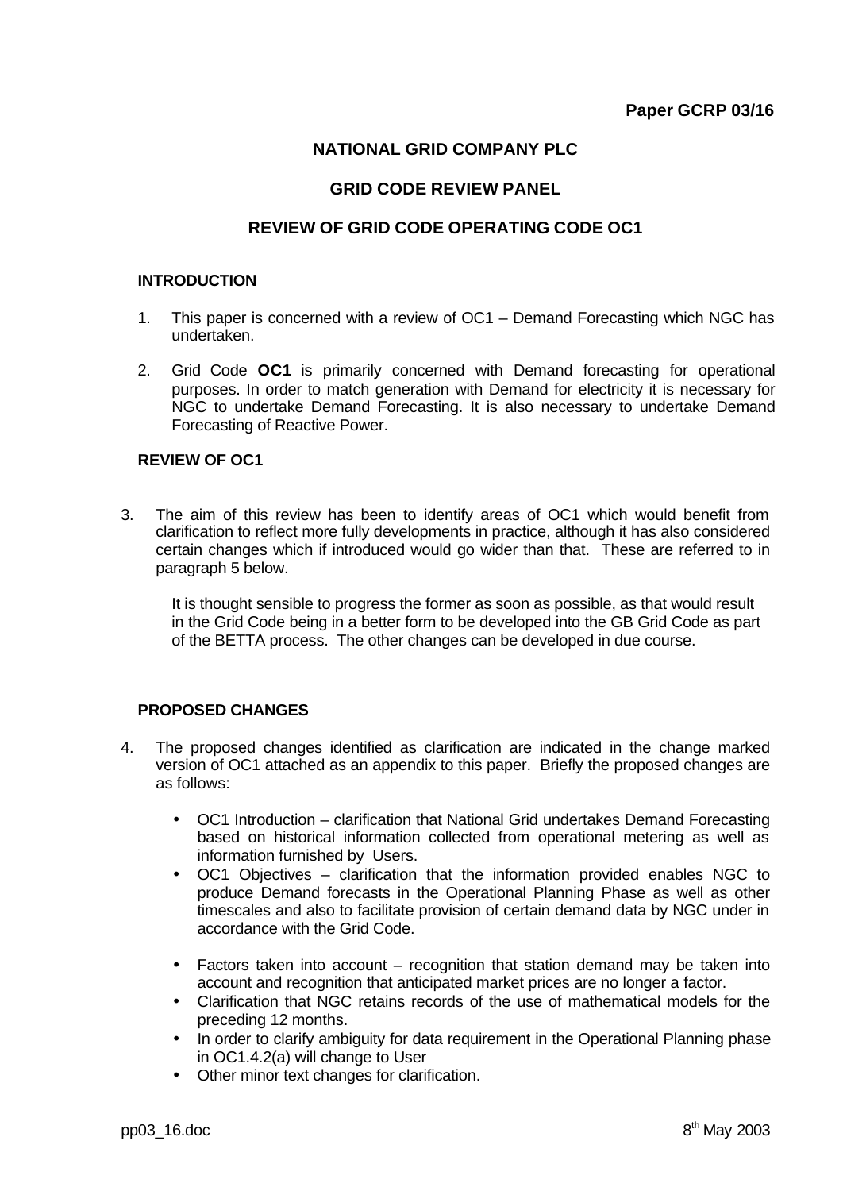**Paper GCRP 03/16**

# NATIONAL GRID COMPANY PLC

## GRID CODE REVIEW PANEL

## REVIEW OF GRID CODE OPERATING CODE OC1

### INTRODUCTION

1. This paper is concerned with a review of OC1 – Demand Forecasting which NGC has undertaken.

2. Grid Code **OC1** is primarily concerned with Demand forecasting for operational purposes. In order to match generation with Demand for electricity it is necessary for NGC to undertake Demand Forecasting. It is also necessary to undertake Demand Forecasting of Reactive Power.

### REVIEW OF OC1

3. The aim of this review has been to identify areas of OC1 which would benefit from clarification to reflect more fully developments in practice, although it has also considered certain changes which if introduced would go wider than that. These are referred to in paragraph 5 below.

   It is thought sensible to progress the former as soon as possible, as that would result in the Grid Code being in a better form to be developed into the GB Grid Code as part of the BETTA process. The other changes can be developed in due course.

### PROPOSED CHANGES

4. The proposed changes identified as clarification are indicated in the change marked version of OC1 attached as an appendix to this paper. Briefly the proposed changes are as follows:

   - OC1 Introduction – clarification that National Grid undertakes Demand Forecasting based on historical information collected from operational metering as well as information furnished by Users.
   - OC1 Objectives – clarification that the information provided enables NGC to produce Demand forecasts in the Operational Planning Phase as well as other timescales and also to facilitate provision of certain demand data by NGC under in accordance with the Grid Code.
   - Factors taken into account – recognition that station demand may be taken into account and recognition that anticipated market prices are no longer a factor.
   - Clarification that NGC retains records of the use of mathematical models for the preceding 12 months.
   - In order to clarify ambiguity for data requirement in the Operational Planning phase in OC1.4.2(a) will change to User
   - Other minor text changes for clarification.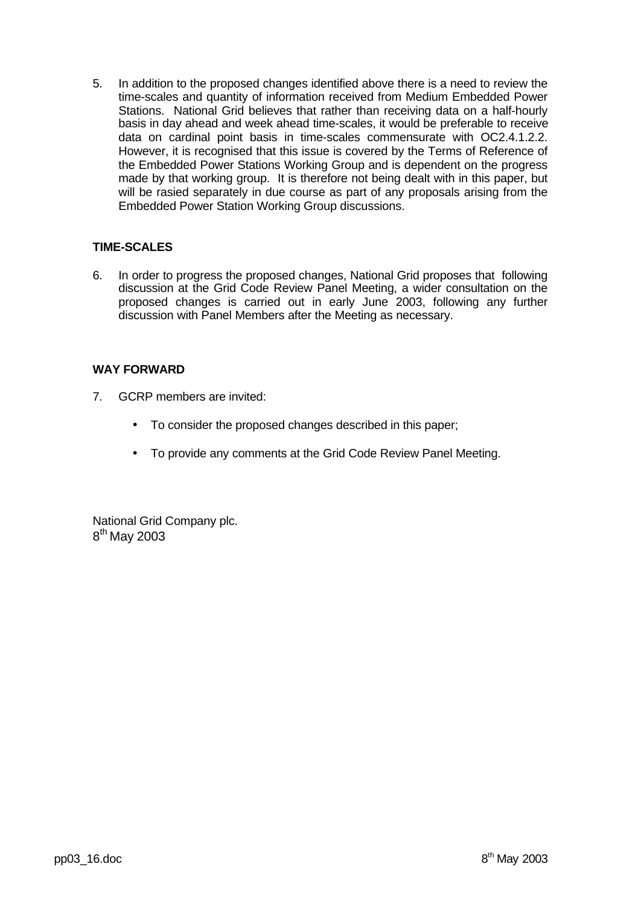5. In addition to the proposed changes identified above there is a need to review the time-scales and quantity of information received from Medium Embedded Power Stations. National Grid believes that rather than receiving data on a half-hourly basis in day ahead and week ahead time-scales, it would be preferable to receive data on cardinal point basis in time-scales commensurate with OC2.4.1.2.2. However, it is recognised that this issue is covered by the Terms of Reference of the Embedded Power Stations Working Group and is dependent on the progress made by that working group. It is therefore not being dealt with in this paper, but will be rasied separately in due course as part of any proposals arising from the Embedded Power Station Working Group discussions.

**TIME-SCALES**

6. In order to progress the proposed changes, National Grid proposes that following discussion at the Grid Code Review Panel Meeting, a wider consultation on the proposed changes is carried out in early June 2003, following any further discussion with Panel Members after the Meeting as necessary.

**WAY FORWARD**

7. GCRP members are invited:

   - To consider the proposed changes described in this paper;
   - To provide any comments at the Grid Code Review Panel Meeting.

National Grid Company plc.
8th May 2003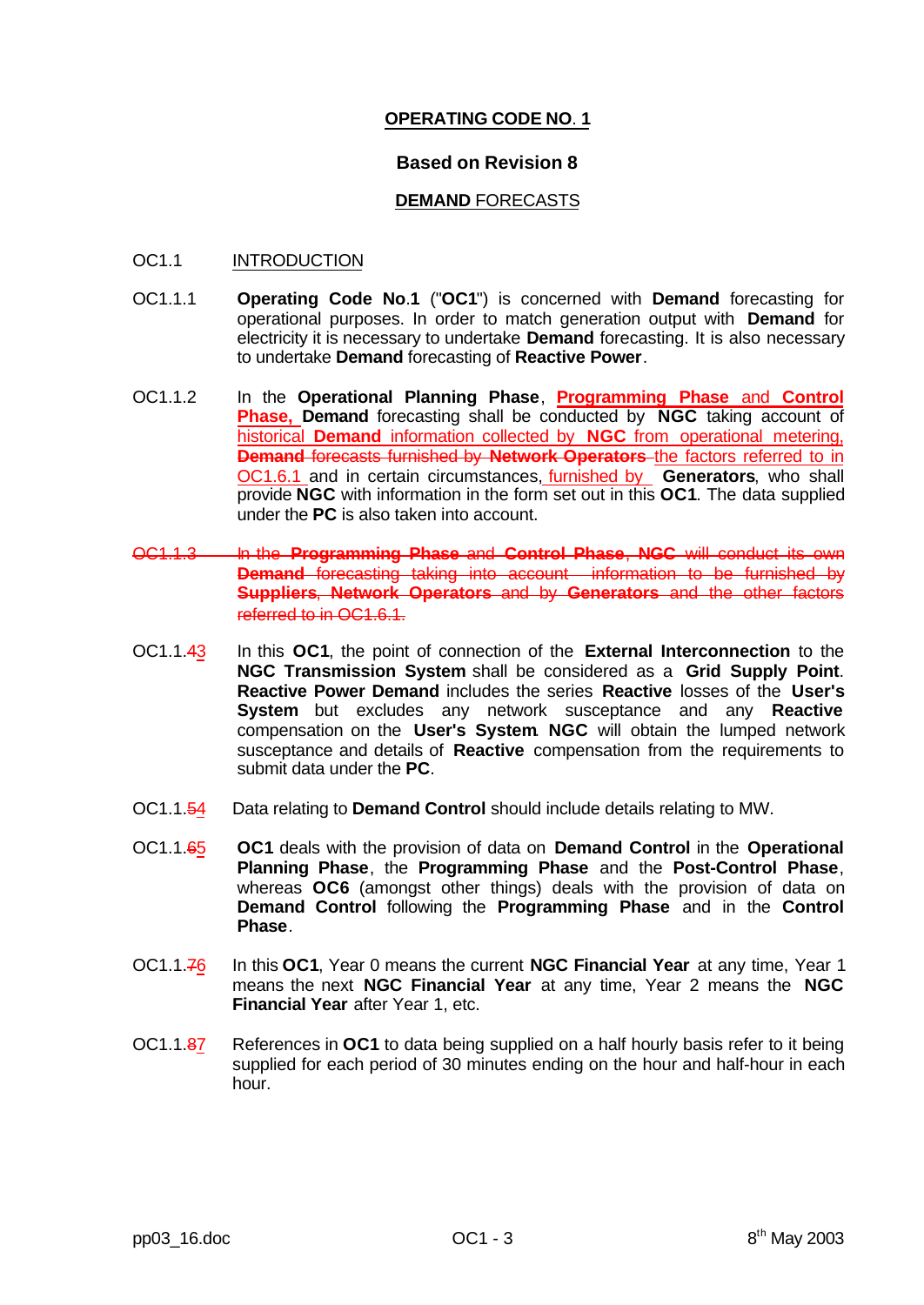## OPERATING CODE NO. 1

### Based on Revision 8

### DEMAND FORECASTS

OC1.1 INTRODUCTION

OC1.1.1 **Operating Code No.1** ("**OC1**") is concerned with **Demand** forecasting for operational purposes. In order to match generation output with **Demand** for electricity it is necessary to undertake **Demand** forecasting. It is also necessary to undertake **Demand** forecasting of **Reactive Power**.

OC1.1.2 In the **Operational Planning Phase**, **Programming Phase** and **Control Phase,** **Demand** forecasting shall be conducted by **NGC** taking account of historical **Demand** information collected by **NGC** from operational metering, ~~**Demand** forecasts furnished by **Network Operators**~~ the factors referred to in OC1.6.1 and in certain circumstances, furnished by **Generators**, who shall provide **NGC** with information in the form set out in this **OC1**. The data supplied under the **PC** is also taken into account.

~~OC1.1.3 In the **Programming Phase** and **Control Phase**, **NGC** will conduct its own **Demand** forecasting taking into account information to be furnished by **Suppliers**, **Network Operators** and by **Generators** and the other factors referred to in OC1.6.1.~~

OC1.1.~~4~~3 In this **OC1**, the point of connection of the **External Interconnection** to the **NGC Transmission System** shall be considered as a **Grid Supply Point**. **Reactive Power Demand** includes the series **Reactive** losses of the **User's System** but excludes any network susceptance and any **Reactive** compensation on the **User's System**. **NGC** will obtain the lumped network susceptance and details of **Reactive** compensation from the requirements to submit data under the **PC**.

OC1.1.~~5~~4 Data relating to **Demand Control** should include details relating to MW.

OC1.1.~~6~~5 **OC1** deals with the provision of data on **Demand Control** in the **Operational Planning Phase**, the **Programming Phase** and the **Post-Control Phase**, whereas **OC6** (amongst other things) deals with the provision of data on **Demand Control** following the **Programming Phase** and in the **Control Phase**.

OC1.1.~~7~~6 In this **OC1**, Year 0 means the current **NGC Financial Year** at any time, Year 1 means the next **NGC Financial Year** at any time, Year 2 means the **NGC Financial Year** after Year 1, etc.

OC1.1.~~8~~7 References in **OC1** to data being supplied on a half hourly basis refer to it being supplied for each period of 30 minutes ending on the hour and half-hour in each hour.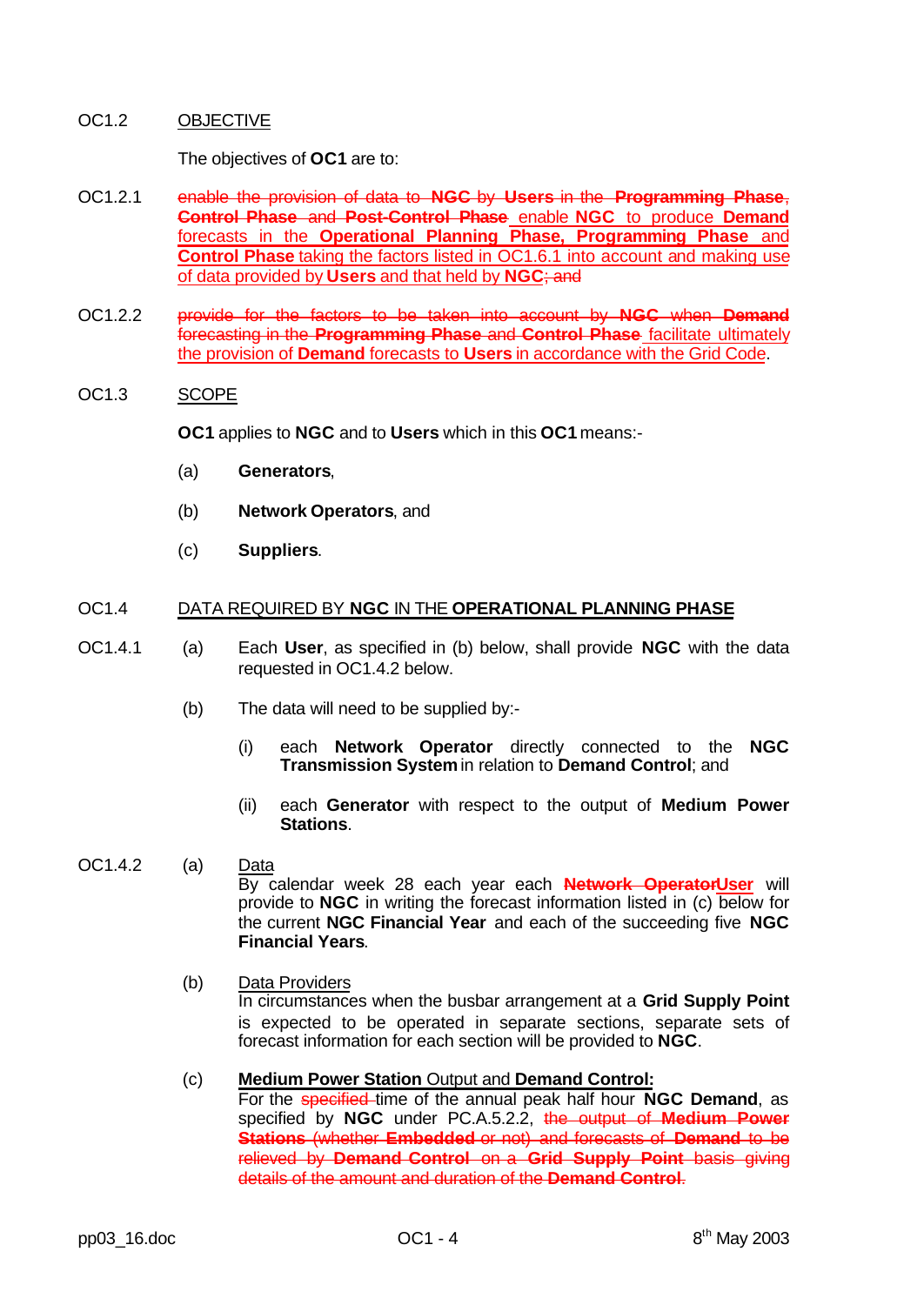OC1.2 OBJECTIVE

The objectives of **OC1** are to:

OC1.2.1 ~~enable the provision of data to **NGC** by **Users** in the **Programming Phase**, **Control Phase** and **Post-Control Phase**~~ enable **NGC** to produce **Demand** forecasts in the **Operational Planning Phase, Programming Phase** and **Control Phase** taking the factors listed in OC1.6.1 into account and making use of data provided by **Users** and that held by **NGC**~~; and~~

OC1.2.2 ~~provide for the factors to be taken into account by **NGC** when **Demand** forecasting in the **Programming Phase** and **Control Phase**~~ facilitate ultimately the provision of **Demand** forecasts to **Users** in accordance with the Grid Code.

OC1.3 SCOPE

**OC1** applies to **NGC** and to **Users** which in this **OC1** means:-

(a) **Generators**,

(b) **Network Operators**, and

(c) **Suppliers**.

OC1.4 DATA REQUIRED BY **NGC** IN THE **OPERATIONAL PLANNING PHASE**

OC1.4.1 (a) Each **User**, as specified in (b) below, shall provide **NGC** with the data requested in OC1.4.2 below.

(b) The data will need to be supplied by:-

(i) each **Network Operator** directly connected to the **NGC Transmission System** in relation to **Demand Control**; and

(ii) each **Generator** with respect to the output of **Medium Power Stations**.

OC1.4.2 (a) Data
By calendar week 28 each year each ~~**Network Operator**~~**User** will provide to **NGC** in writing the forecast information listed in (c) below for the current **NGC Financial Year** and each of the succeeding five **NGC Financial Years**.

(b) Data Providers
In circumstances when the busbar arrangement at a **Grid Supply Point** is expected to be operated in separate sections, separate sets of forecast information for each section will be provided to **NGC**.

(c) **Medium Power Station** Output and **Demand Control:**
For the ~~specified~~ time of the annual peak half hour **NGC Demand**, as specified by **NGC** under PC.A.5.2.2, ~~the output of **Medium Power Stations** (whether **Embedded** or not) and forecasts of **Demand** to be relieved by **Demand Control** on a **Grid Supply Point** basis giving details of the amount and duration of the **Demand Control**.~~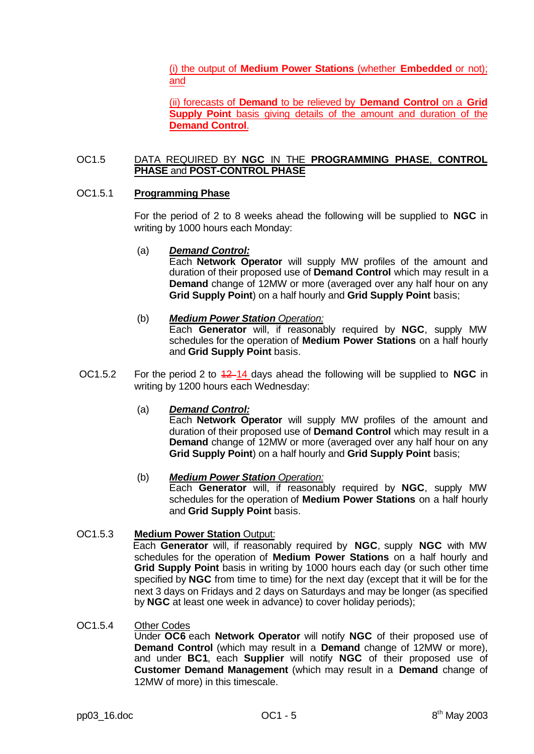(i) the output of **Medium Power Stations** (whether **Embedded** or not); and

(ii) forecasts of **Demand** to be relieved by **Demand Control** on a **Grid Supply Point** basis giving details of the amount and duration of the **Demand Control**.

## OC1.5 DATA REQUIRED BY NGC IN THE PROGRAMMING PHASE, CONTROL PHASE and POST-CONTROL PHASE

### OC1.5.1 Programming Phase

For the period of 2 to 8 weeks ahead the following will be supplied to **NGC** in writing by 1000 hours each Monday:

(a) ***Demand Control:***
Each **Network Operator** will supply MW profiles of the amount and duration of their proposed use of **Demand Control** which may result in a **Demand** change of 12MW or more (averaged over any half hour on any **Grid Supply Point**) on a half hourly and **Grid Supply Point** basis;

(b) ***Medium Power Station*** *Operation:*
Each **Generator** will, if reasonably required by **NGC**, supply MW schedules for the operation of **Medium Power Stations** on a half hourly and **Grid Supply Point** basis.

OC1.5.2 For the period 2 to ~~12~~ 14 days ahead the following will be supplied to **NGC** in writing by 1200 hours each Wednesday:

(a) ***Demand Control:***
Each **Network Operator** will supply MW profiles of the amount and duration of their proposed use of **Demand Control** which may result in a **Demand** change of 12MW or more (averaged over any half hour on any **Grid Supply Point**) on a half hourly and **Grid Supply Point** basis;

(b) ***Medium Power Station*** *Operation:*
Each **Generator** will, if reasonably required by **NGC**, supply MW schedules for the operation of **Medium Power Stations** on a half hourly and **Grid Supply Point** basis.

### OC1.5.3 Medium Power Station Output:

Each **Generator** will, if reasonably required by **NGC**, supply **NGC** with MW schedules for the operation of **Medium Power Stations** on a half hourly and **Grid Supply Point** basis in writing by 1000 hours each day (or such other time specified by **NGC** from time to time) for the next day (except that it will be for the next 3 days on Fridays and 2 days on Saturdays and may be longer (as specified by **NGC** at least one week in advance) to cover holiday periods);

### OC1.5.4 Other Codes

Under **OC6** each **Network Operator** will notify **NGC** of their proposed use of **Demand Control** (which may result in a **Demand** change of 12MW or more), and under **BC1**, each **Supplier** will notify **NGC** of their proposed use of **Customer Demand Management** (which may result in a **Demand** change of 12MW of more) in this timescale.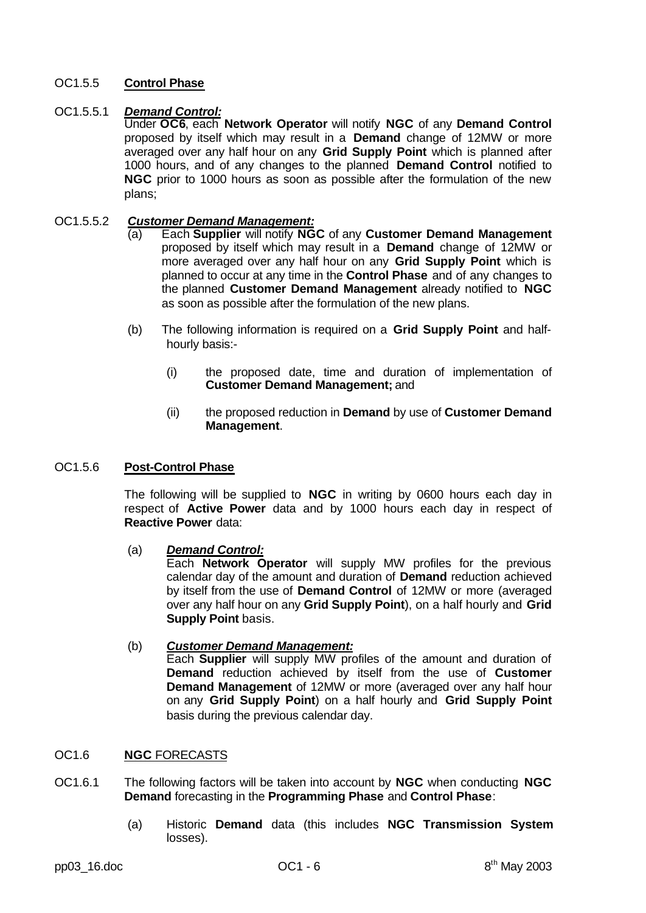OC1.5.5 **Control Phase**

OC1.5.5.1 ***Demand Control:***

Under **OC6**, each **Network Operator** will notify **NGC** of any **Demand Control** proposed by itself which may result in a **Demand** change of 12MW or more averaged over any half hour on any **Grid Supply Point** which is planned after 1000 hours, and of any changes to the planned **Demand Control** notified to **NGC** prior to 1000 hours as soon as possible after the formulation of the new plans;

OC1.5.5.2 ***Customer Demand Management:***

(a) Each **Supplier** will notify **NGC** of any **Customer Demand Management** proposed by itself which may result in a **Demand** change of 12MW or more averaged over any half hour on any **Grid Supply Point** which is planned to occur at any time in the **Control Phase** and of any changes to the planned **Customer Demand Management** already notified to **NGC** as soon as possible after the formulation of the new plans.

(b) The following information is required on a **Grid Supply Point** and half-hourly basis:-

(i) the proposed date, time and duration of implementation of **Customer Demand Management;** and

(ii) the proposed reduction in **Demand** by use of **Customer Demand Management**.

OC1.5.6 **Post-Control Phase**

The following will be supplied to **NGC** in writing by 0600 hours each day in respect of **Active Power** data and by 1000 hours each day in respect of **Reactive Power** data:

(a) ***Demand Control:***

Each **Network Operator** will supply MW profiles for the previous calendar day of the amount and duration of **Demand** reduction achieved by itself from the use of **Demand Control** of 12MW or more (averaged over any half hour on any **Grid Supply Point**), on a half hourly and **Grid Supply Point** basis.

(b) ***Customer Demand Management:***

Each **Supplier** will supply MW profiles of the amount and duration of **Demand** reduction achieved by itself from the use of **Customer Demand Management** of 12MW or more (averaged over any half hour on any **Grid Supply Point**) on a half hourly and **Grid Supply Point** basis during the previous calendar day.

OC1.6 **NGC** FORECASTS

OC1.6.1 The following factors will be taken into account by **NGC** when conducting **NGC Demand** forecasting in the **Programming Phase** and **Control Phase**:

(a) Historic **Demand** data (this includes **NGC Transmission System** losses).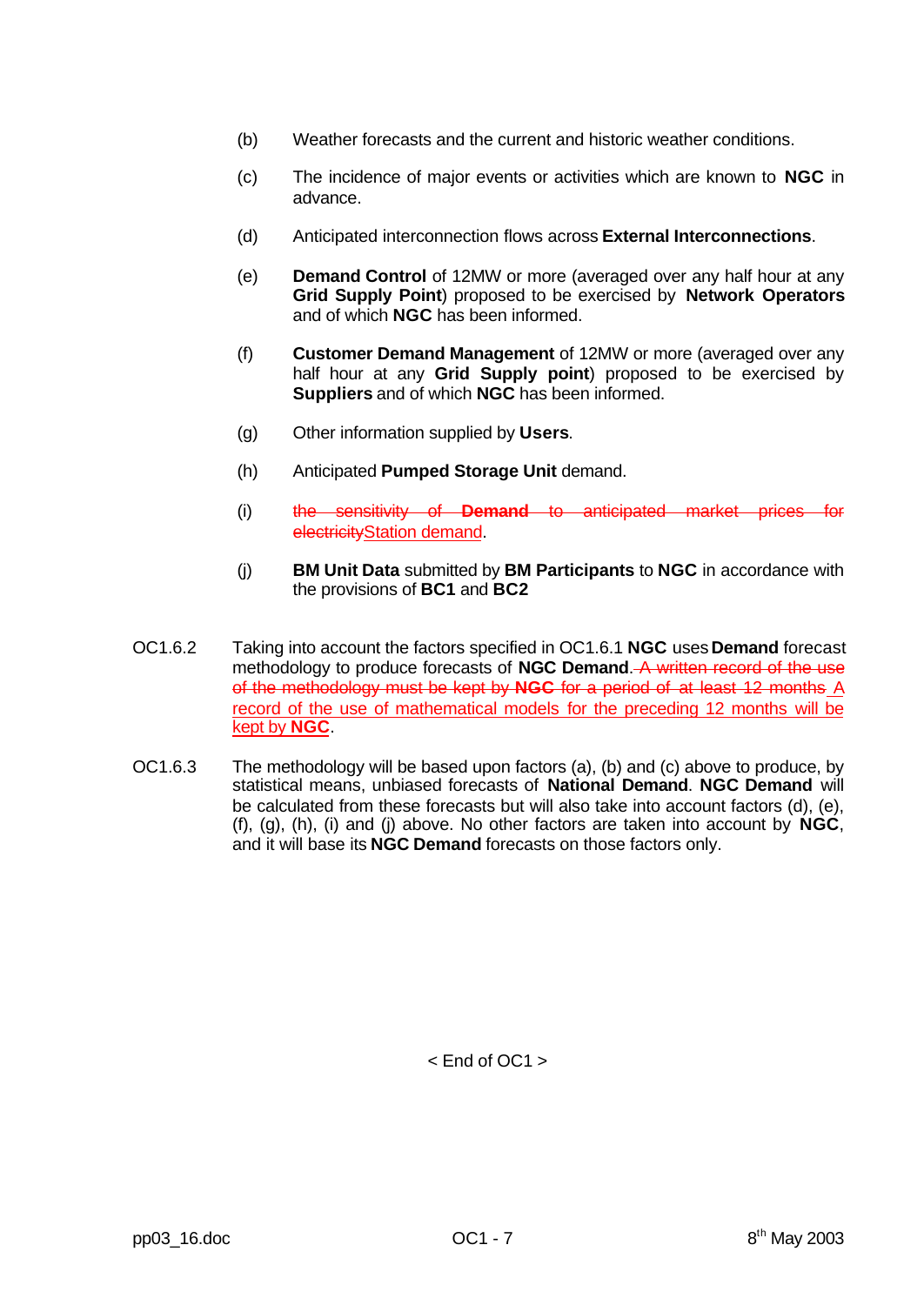(b) Weather forecasts and the current and historic weather conditions.

(c) The incidence of major events or activities which are known to **NGC** in advance.

(d) Anticipated interconnection flows across **External Interconnections**.

(e) **Demand Control** of 12MW or more (averaged over any half hour at any **Grid Supply Point**) proposed to be exercised by **Network Operators** and of which **NGC** has been informed.

(f) **Customer Demand Management** of 12MW or more (averaged over any half hour at any **Grid Supply point**) proposed to be exercised by **Suppliers** and of which **NGC** has been informed.

(g) Other information supplied by **Users**.

(h) Anticipated **Pumped Storage Unit** demand.

(i) ~~the sensitivity of **Demand** to anticipated market prices for electricity~~Station demand.

(j) **BM Unit Data** submitted by **BM Participants** to **NGC** in accordance with the provisions of **BC1** and **BC2**

OC1.6.2 Taking into account the factors specified in OC1.6.1 **NGC** uses **Demand** forecast methodology to produce forecasts of **NGC Demand**. ~~A written record of the use of the methodology must be kept by **NGC** for a period of at least 12 months~~ A record of the use of mathematical models for the preceding 12 months will be kept by **NGC**.

OC1.6.3 The methodology will be based upon factors (a), (b) and (c) above to produce, by statistical means, unbiased forecasts of **National Demand**. **NGC Demand** will be calculated from these forecasts but will also take into account factors (d), (e), (f), (g), (h), (i) and (j) above. No other factors are taken into account by **NGC**, and it will base its **NGC Demand** forecasts on those factors only.

< End of OC1 >